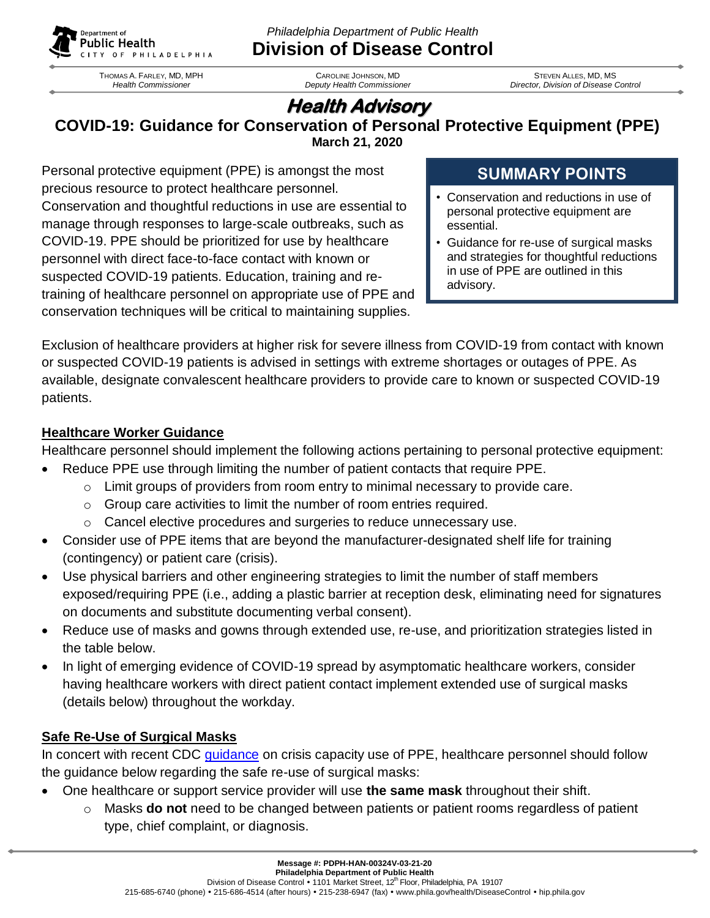*Philadelphia Department of Public Health*

# Division of Disease Control

THOMAS A. FARLEY, MD, MPH
*Health Commissioner*

CAROLINE JOHNSON, MD
*Deputy Health Commissioner*

STEVEN ALLES, MD, MS
*Director, Division of Disease Control*

## Health Advisory

## COVID-19: Guidance for Conservation of Personal Protective Equipment (PPE)

**March 21, 2020**

Personal protective equipment (PPE) is amongst the most precious resource to protect healthcare personnel. Conservation and thoughtful reductions in use are essential to manage through responses to large-scale outbreaks, such as COVID-19. PPE should be prioritized for use by healthcare personnel with direct face-to-face contact with known or suspected COVID-19 patients. Education, training and re-training of healthcare personnel on appropriate use of PPE and conservation techniques will be critical to maintaining supplies.

**SUMMARY POINTS**

- Conservation and reductions in use of personal protective equipment are essential.
- Guidance for re-use of surgical masks and strategies for thoughtful reductions in use of PPE are outlined in this advisory.

Exclusion of healthcare providers at higher risk for severe illness from COVID-19 from contact with known or suspected COVID-19 patients is advised in settings with extreme shortages or outages of PPE. As available, designate convalescent healthcare providers to provide care to known or suspected COVID-19 patients.

### Healthcare Worker Guidance

Healthcare personnel should implement the following actions pertaining to personal protective equipment:

- Reduce PPE use through limiting the number of patient contacts that require PPE.
  - Limit groups of providers from room entry to minimal necessary to provide care.
  - Group care activities to limit the number of room entries required.
  - Cancel elective procedures and surgeries to reduce unnecessary use.
- Consider use of PPE items that are beyond the manufacturer-designated shelf life for training (contingency) or patient care (crisis).
- Use physical barriers and other engineering strategies to limit the number of staff members exposed/requiring PPE (i.e., adding a plastic barrier at reception desk, eliminating need for signatures on documents and substitute documenting verbal consent).
- Reduce use of masks and gowns through extended use, re-use, and prioritization strategies listed in the table below.
- In light of emerging evidence of COVID-19 spread by asymptomatic healthcare workers, consider having healthcare workers with direct patient contact implement extended use of surgical masks (details below) throughout the workday.

### Safe Re-Use of Surgical Masks

In concert with recent CDC guidance on crisis capacity use of PPE, healthcare personnel should follow the guidance below regarding the safe re-use of surgical masks:

- One healthcare or support service provider will use **the same mask** throughout their shift.
  - Masks **do not** need to be changed between patients or patient rooms regardless of patient type, chief complaint, or diagnosis.

**Message #: PDPH-HAN-00324V-03-21-20**
**Philadelphia Department of Public Health**
Division of Disease Control • 1101 Market Street, 12th Floor, Philadelphia, PA 19107
215-685-6740 (phone) • 215-686-4514 (after hours) • 215-238-6947 (fax) • www.phila.gov/health/DiseaseControl • hip.phila.gov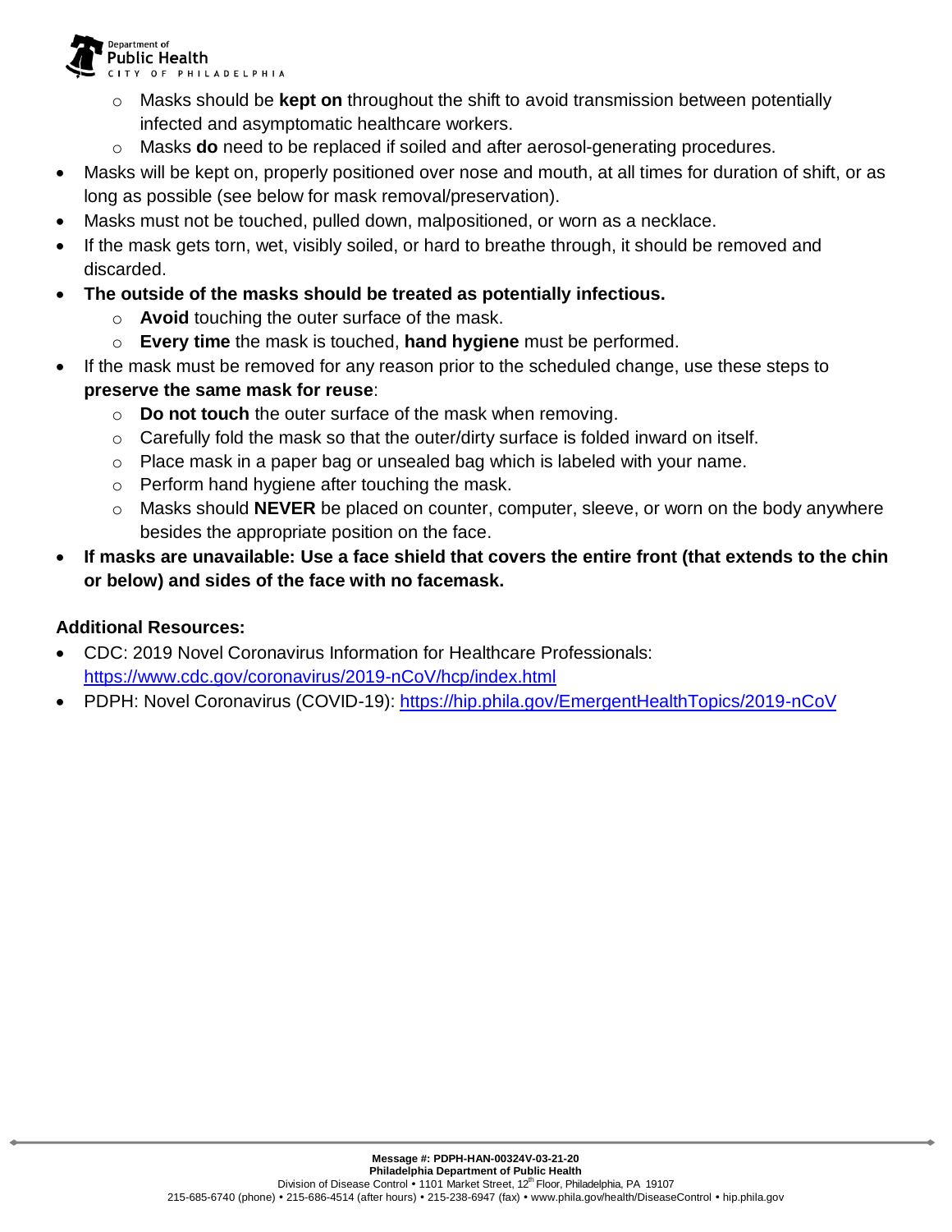- Masks should be **kept on** throughout the shift to avoid transmission between potentially infected and asymptomatic healthcare workers.
  - Masks **do** need to be replaced if soiled and after aerosol-generating procedures.
- Masks will be kept on, properly positioned over nose and mouth, at all times for duration of shift, or as long as possible (see below for mask removal/preservation).
- Masks must not be touched, pulled down, malpositioned, or worn as a necklace.
- If the mask gets torn, wet, visibly soiled, or hard to breathe through, it should be removed and discarded.
- **The outside of the masks should be treated as potentially infectious.**
  - **Avoid** touching the outer surface of the mask.
  - **Every time** the mask is touched, **hand hygiene** must be performed.
- If the mask must be removed for any reason prior to the scheduled change, use these steps to **preserve the same mask for reuse**:
  - **Do not touch** the outer surface of the mask when removing.
  - Carefully fold the mask so that the outer/dirty surface is folded inward on itself.
  - Place mask in a paper bag or unsealed bag which is labeled with your name.
  - Perform hand hygiene after touching the mask.
  - Masks should **NEVER** be placed on counter, computer, sleeve, or worn on the body anywhere besides the appropriate position on the face.
- **If masks are unavailable: Use a face shield that covers the entire front (that extends to the chin or below) and sides of the face with no facemask.**

**Additional Resources:**

- CDC: 2019 Novel Coronavirus Information for Healthcare Professionals: https://www.cdc.gov/coronavirus/2019-nCoV/hcp/index.html
- PDPH: Novel Coronavirus (COVID-19): https://hip.phila.gov/EmergentHealthTopics/2019-nCoV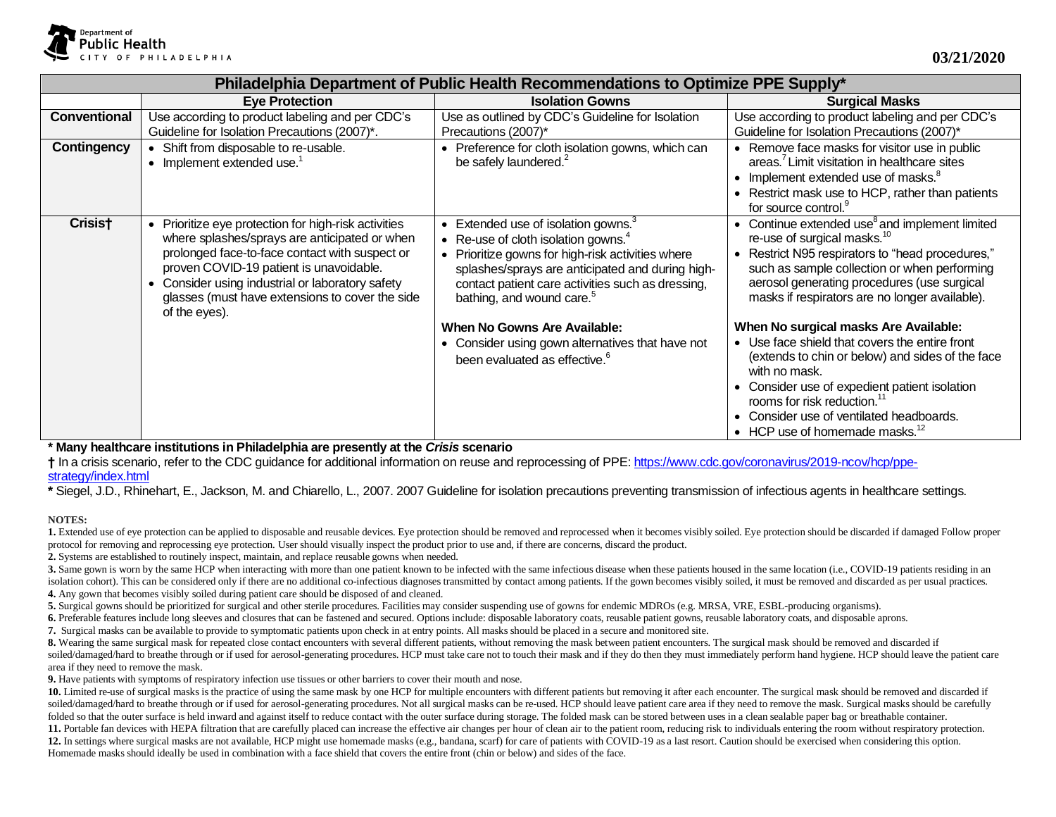Department of Public Health CITY OF PHILADELPHIA

**03/21/2020**

| Philadelphia Department of Public Health Recommendations to Optimize PPE Supply* | | | |
|---|---|---|---|
| | **Eye Protection** | **Isolation Gowns** | **Surgical Masks** |
| **Conventional** | Use according to product labeling and per CDC's Guideline for Isolation Precautions (2007)*. | Use as outlined by CDC's Guideline for Isolation Precautions (2007)* | Use according to product labeling and per CDC's Guideline for Isolation Precautions (2007)* |
| **Contingency** | • Shift from disposable to re-usable.<br>• Implement extended use.[1] | • Preference for cloth isolation gowns, which can be safely laundered.[2] | • Remove face masks for visitor use in public areas.[7] Limit visitation in healthcare sites<br>• Implement extended use of masks.[8]<br>• Restrict mask use to HCP, rather than patients for source control.[9] |
| **Crisis†** | • Prioritize eye protection for high-risk activities where splashes/sprays are anticipated or when prolonged face-to-face contact with suspect or proven COVID-19 patient is unavoidable.<br>• Consider using industrial or laboratory safety glasses (must have extensions to cover the side of the eyes). | • Extended use of isolation gowns.[3]<br>• Re-use of cloth isolation gowns.[4]<br>• Prioritize gowns for high-risk activities where splashes/sprays are anticipated and during high-contact patient care activities such as dressing, bathing, and wound care.[5]<br><br>**When No Gowns Are Available:**<br>• Consider using gown alternatives that have not been evaluated as effective.[6] | • Continue extended use[8] and implement limited re-use of surgical masks.[10]<br>• Restrict N95 respirators to "head procedures," such as sample collection or when performing aerosol generating procedures (use surgical masks if respirators are no longer available).<br><br>**When No surgical masks Are Available:**<br>• Use face shield that covers the entire front (extends to chin or below) and sides of the face with no mask.<br>• Consider use of expedient patient isolation rooms for risk reduction.[11]<br>• Consider use of ventilated headboards.<br>• HCP use of homemade masks.[12] |

**\* Many healthcare institutions in Philadelphia are presently at the *Crisis* scenario**

**†** In a crisis scenario, refer to the CDC guidance for additional information on reuse and reprocessing of PPE: https://www.cdc.gov/coronavirus/2019-ncov/hcp/ppe-strategy/index.html

**\*** Siegel, J.D., Rhinehart, E., Jackson, M. and Chiarello, L., 2007. 2007 Guideline for isolation precautions preventing transmission of infectious agents in healthcare settings.

**NOTES:**

**1.** Extended use of eye protection can be applied to disposable and reusable devices. Eye protection should be removed and reprocessed when it becomes visibly soiled. Eye protection should be discarded if damaged Follow proper protocol for removing and reprocessing eye protection. User should visually inspect the product prior to use and, if there are concerns, discard the product.

**2.** Systems are established to routinely inspect, maintain, and replace reusable gowns when needed.

**3.** Same gown is worn by the same HCP when interacting with more than one patient known to be infected with the same infectious disease when these patients housed in the same location (i.e., COVID-19 patients residing in an isolation cohort). This can be considered only if there are no additional co-infectious diagnoses transmitted by contact among patients. If the gown becomes visibly soiled, it must be removed and discarded as per usual practices.

**4.** Any gown that becomes visibly soiled during patient care should be disposed of and cleaned.

**5.** Surgical gowns should be prioritized for surgical and other sterile procedures. Facilities may consider suspending use of gowns for endemic MDROs (e.g. MRSA, VRE, ESBL-producing organisms).

**6.** Preferable features include long sleeves and closures that can be fastened and secured. Options include: disposable laboratory coats, reusable patient gowns, reusable laboratory coats, and disposable aprons.

**7.** Surgical masks can be available to provide to symptomatic patients upon check in at entry points. All masks should be placed in a secure and monitored site.

**8.** Wearing the same surgical mask for repeated close contact encounters with several different patients, without removing the mask between patient encounters. The surgical mask should be removed and discarded if soiled/damaged/hard to breathe through or if used for aerosol-generating procedures. HCP must take care not to touch their mask and if they do then they must immediately perform hand hygiene. HCP should leave the patient care area if they need to remove the mask.

**9.** Have patients with symptoms of respiratory infection use tissues or other barriers to cover their mouth and nose.

**10.** Limited re-use of surgical masks is the practice of using the same mask by one HCP for multiple encounters with different patients but removing it after each encounter. The surgical mask should be removed and discarded if soiled/damaged/hard to breathe through or if used for aerosol-generating procedures. Not all surgical masks can be re-used. HCP should leave patient care area if they need to remove the mask. Surgical masks should be carefully folded so that the outer surface is held inward and against itself to reduce contact with the outer surface during storage. The folded mask can be stored between uses in a clean sealable paper bag or breathable container.

**11.** Portable fan devices with HEPA filtration that are carefully placed can increase the effective air changes per hour of clean air to the patient room, reducing risk to individuals entering the room without respiratory protection.

**12.** In settings where surgical masks are not available, HCP might use homemade masks (e.g., bandana, scarf) for care of patients with COVID-19 as a last resort. Caution should be exercised when considering this option. Homemade masks should ideally be used in combination with a face shield that covers the entire front (chin or below) and sides of the face.